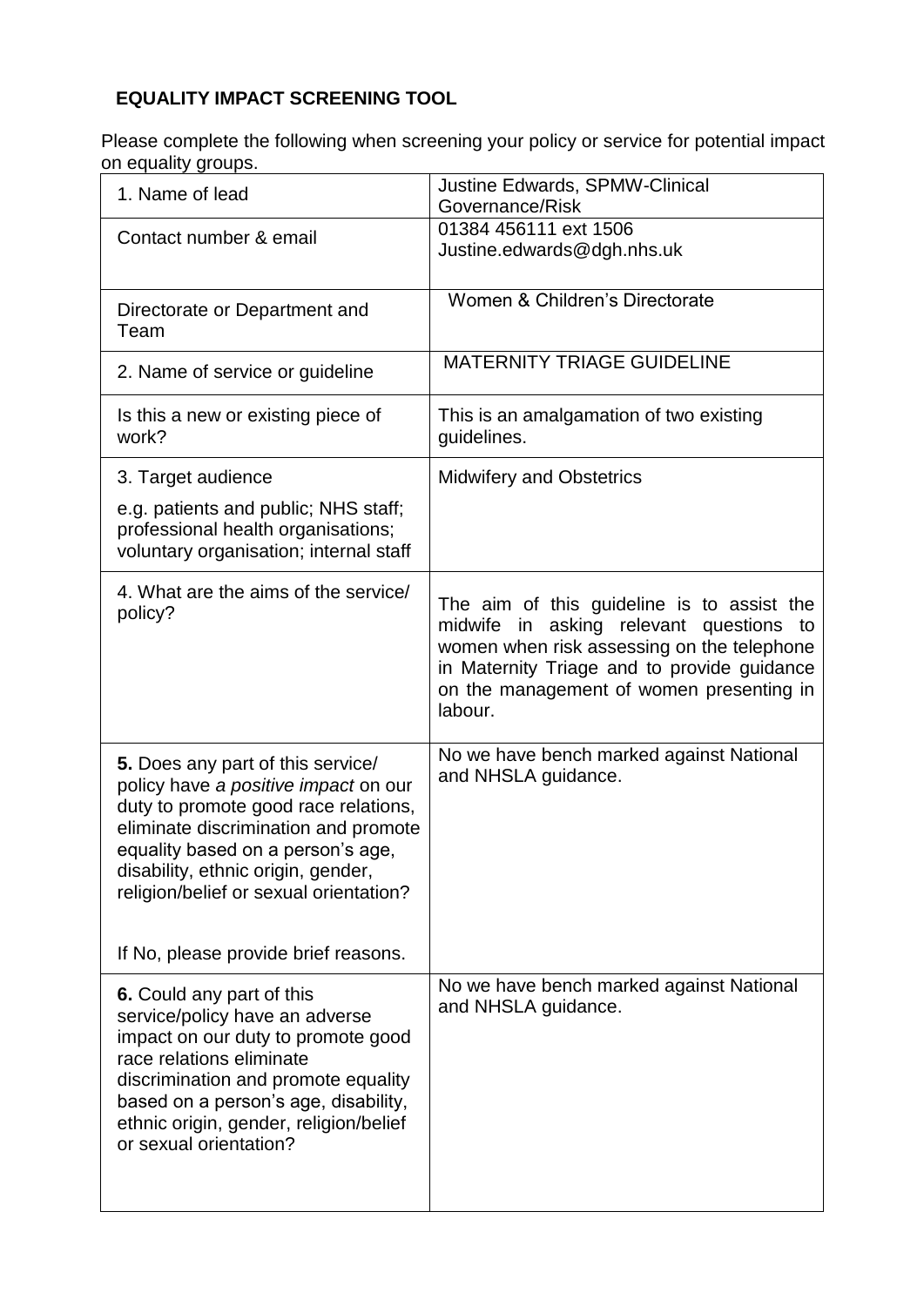## EQUALITY IMPACT SCREENING TOOL

Please complete the following when screening your policy or service for potential impact on equality groups.

| | |
|---|---|
| 1. Name of lead | Justine Edwards, SPMW-Clinical Governance/Risk |
| Contact number & email | 01384 456111 ext 1506<br>Justine.edwards@dgh.nhs.uk |
| Directorate or Department and Team | Women & Children's Directorate |
| 2. Name of service or guideline | MATERNITY TRIAGE GUIDELINE |
| Is this a new or existing piece of work? | This is an amalgamation of two existing guidelines. |
| 3. Target audience<br>e.g. patients and public; NHS staff; professional health organisations; voluntary organisation; internal staff | Midwifery and Obstetrics |
| 4. What are the aims of the service/ policy? | The aim of this guideline is to assist the midwife in asking relevant questions to women when risk assessing on the telephone in Maternity Triage and to provide guidance on the management of women presenting in labour. |
| **5.** Does any part of this service/ policy have *a positive impact* on our duty to promote good race relations, eliminate discrimination and promote equality based on a person's age, disability, ethnic origin, gender, religion/belief or sexual orientation?<br><br>If No, please provide brief reasons. | No we have bench marked against National and NHSLA guidance. |
| **6.** Could any part of this service/policy have an adverse impact on our duty to promote good race relations eliminate discrimination and promote equality based on a person's age, disability, ethnic origin, gender, religion/belief or sexual orientation? | No we have bench marked against National and NHSLA guidance. |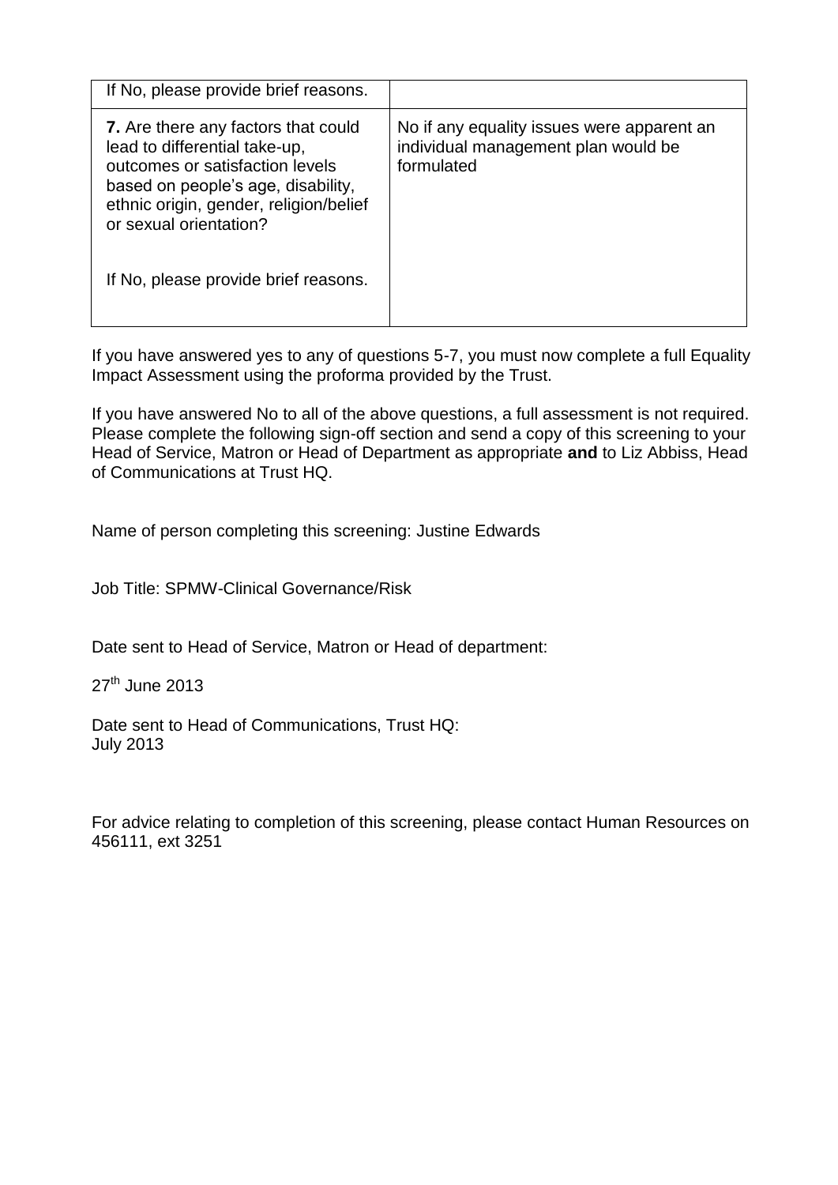| | |
|---|---|
| If No, please provide brief reasons. | |
| **7.** Are there any factors that could lead to differential take-up, outcomes or satisfaction levels based on people's age, disability, ethnic origin, gender, religion/belief or sexual orientation?<br><br>If No, please provide brief reasons. | No if any equality issues were apparent an individual management plan would be formulated |

If you have answered yes to any of questions 5-7, you must now complete a full Equality Impact Assessment using the proforma provided by the Trust.

If you have answered No to all of the above questions, a full assessment is not required. Please complete the following sign-off section and send a copy of this screening to your Head of Service, Matron or Head of Department as appropriate **and** to Liz Abbiss, Head of Communications at Trust HQ.

Name of person completing this screening: Justine Edwards

Job Title: SPMW-Clinical Governance/Risk

Date sent to Head of Service, Matron or Head of department:

27th June 2013

Date sent to Head of Communications, Trust HQ:
July 2013

For advice relating to completion of this screening, please contact Human Resources on 456111, ext 3251